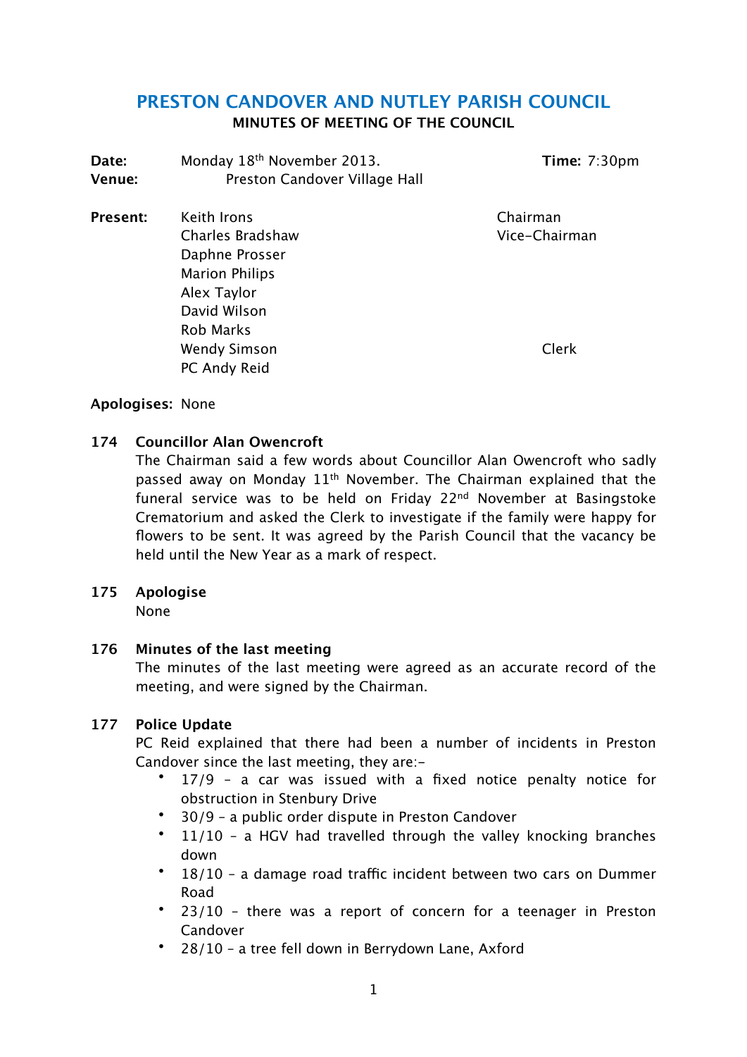# PRESTON CANDOVER AND NUTLEY PARISH COUNCIL

**MINUTES OF MEETING OF THE COUNCIL**

**Date:** Monday 18th November 2013. **Time:** 7:30pm
**Venue:** Preston Candover Village Hall

| | | |
|---|---|---|
| **Present:** | Keith Irons | Chairman |
| | Charles Bradshaw | Vice-Chairman |
| | Daphne Prosser | |
| | Marion Philips | |
| | Alex Taylor | |
| | David Wilson | |
| | Rob Marks | |
| | Wendy Simson | Clerk |
| | PC Andy Reid | |

**Apologises:** None

### 174 Councillor Alan Owencroft

The Chairman said a few words about Councillor Alan Owencroft who sadly passed away on Monday 11th November. The Chairman explained that the funeral service was to be held on Friday 22nd November at Basingstoke Crematorium and asked the Clerk to investigate if the family were happy for flowers to be sent. It was agreed by the Parish Council that the vacancy be held until the New Year as a mark of respect.

### 175 Apologise

None

### 176 Minutes of the last meeting

The minutes of the last meeting were agreed as an accurate record of the meeting, and were signed by the Chairman.

### 177 Police Update

PC Reid explained that there had been a number of incidents in Preston Candover since the last meeting, they are:-

- 17/9 – a car was issued with a fixed notice penalty notice for obstruction in Stenbury Drive
- 30/9 – a public order dispute in Preston Candover
- 11/10 – a HGV had travelled through the valley knocking branches down
- 18/10 – a damage road traffic incident between two cars on Dummer Road
- 23/10 – there was a report of concern for a teenager in Preston Candover
- 28/10 – a tree fell down in Berrydown Lane, Axford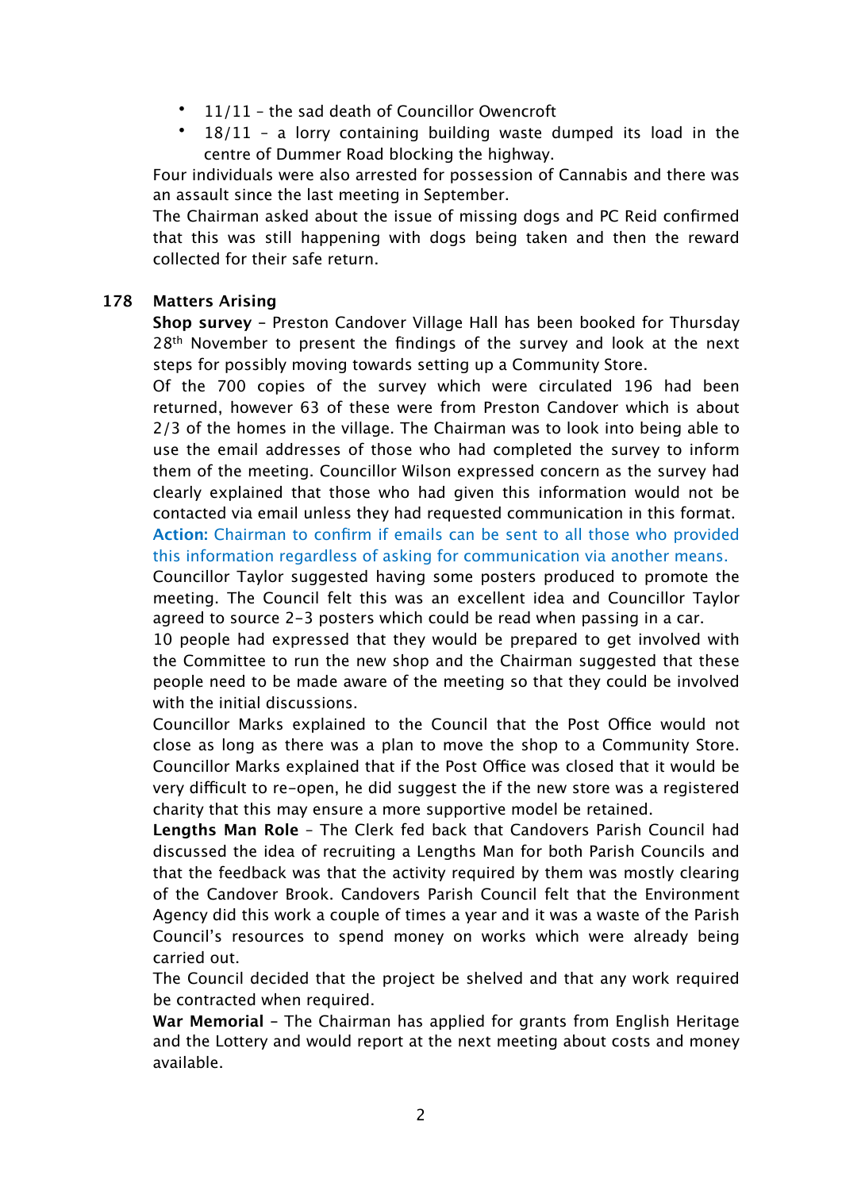- 11/11 – the sad death of Councillor Owencroft
- 18/11 – a lorry containing building waste dumped its load in the centre of Dummer Road blocking the highway.

Four individuals were also arrested for possession of Cannabis and there was an assault since the last meeting in September.

The Chairman asked about the issue of missing dogs and PC Reid confirmed that this was still happening with dogs being taken and then the reward collected for their safe return.

**178 Matters Arising**

**Shop survey** – Preston Candover Village Hall has been booked for Thursday 28th November to present the findings of the survey and look at the next steps for possibly moving towards setting up a Community Store.

Of the 700 copies of the survey which were circulated 196 had been returned, however 63 of these were from Preston Candover which is about 2/3 of the homes in the village. The Chairman was to look into being able to use the email addresses of those who had completed the survey to inform them of the meeting. Councillor Wilson expressed concern as the survey had clearly explained that those who had given this information would not be contacted via email unless they had requested communication in this format.

**Action:** Chairman to confirm if emails can be sent to all those who provided this information regardless of asking for communication via another means.

Councillor Taylor suggested having some posters produced to promote the meeting. The Council felt this was an excellent idea and Councillor Taylor agreed to source 2-3 posters which could be read when passing in a car.

10 people had expressed that they would be prepared to get involved with the Committee to run the new shop and the Chairman suggested that these people need to be made aware of the meeting so that they could be involved with the initial discussions.

Councillor Marks explained to the Council that the Post Office would not close as long as there was a plan to move the shop to a Community Store. Councillor Marks explained that if the Post Office was closed that it would be very difficult to re-open, he did suggest the if the new store was a registered charity that this may ensure a more supportive model be retained.

**Lengths Man Role** – The Clerk fed back that Candovers Parish Council had discussed the idea of recruiting a Lengths Man for both Parish Councils and that the feedback was that the activity required by them was mostly clearing of the Candover Brook. Candovers Parish Council felt that the Environment Agency did this work a couple of times a year and it was a waste of the Parish Council's resources to spend money on works which were already being carried out.

The Council decided that the project be shelved and that any work required be contracted when required.

**War Memorial** – The Chairman has applied for grants from English Heritage and the Lottery and would report at the next meeting about costs and money available.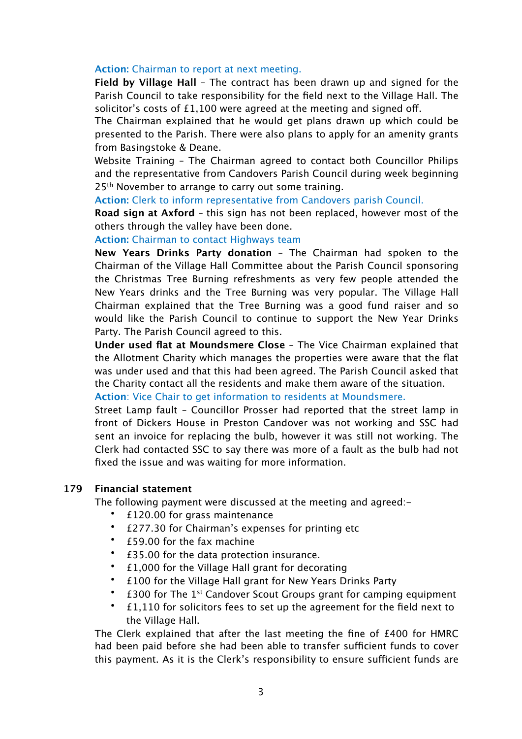**Action:** Chairman to report at next meeting.

**Field by Village Hall** – The contract has been drawn up and signed for the Parish Council to take responsibility for the field next to the Village Hall. The solicitor's costs of £1,100 were agreed at the meeting and signed off.

The Chairman explained that he would get plans drawn up which could be presented to the Parish. There were also plans to apply for an amenity grants from Basingstoke & Deane.

Website Training – The Chairman agreed to contact both Councillor Philips and the representative from Candovers Parish Council during week beginning 25th November to arrange to carry out some training.

**Action:** Clerk to inform representative from Candovers parish Council.

**Road sign at Axford** – this sign has not been replaced, however most of the others through the valley have been done.

**Action:** Chairman to contact Highways team

**New Years Drinks Party donation** – The Chairman had spoken to the Chairman of the Village Hall Committee about the Parish Council sponsoring the Christmas Tree Burning refreshments as very few people attended the New Years drinks and the Tree Burning was very popular. The Village Hall Chairman explained that the Tree Burning was a good fund raiser and so would like the Parish Council to continue to support the New Year Drinks Party. The Parish Council agreed to this.

**Under used flat at Moundsmere Close** – The Vice Chairman explained that the Allotment Charity which manages the properties were aware that the flat was under used and that this had been agreed. The Parish Council asked that the Charity contact all the residents and make them aware of the situation.

**Action**: Vice Chair to get information to residents at Moundsmere.

Street Lamp fault – Councillor Prosser had reported that the street lamp in front of Dickers House in Preston Candover was not working and SSC had sent an invoice for replacing the bulb, however it was still not working. The Clerk had contacted SSC to say there was more of a fault as the bulb had not fixed the issue and was waiting for more information.

**179 Financial statement**

The following payment were discussed at the meeting and agreed:-

- £120.00 for grass maintenance
- £277.30 for Chairman's expenses for printing etc
- £59.00 for the fax machine
- £35.00 for the data protection insurance.
- £1,000 for the Village Hall grant for decorating
- £100 for the Village Hall grant for New Years Drinks Party
- £300 for The 1st Candover Scout Groups grant for camping equipment
- £1,110 for solicitors fees to set up the agreement for the field next to the Village Hall.

The Clerk explained that after the last meeting the fine of £400 for HMRC had been paid before she had been able to transfer sufficient funds to cover this payment. As it is the Clerk's responsibility to ensure sufficient funds are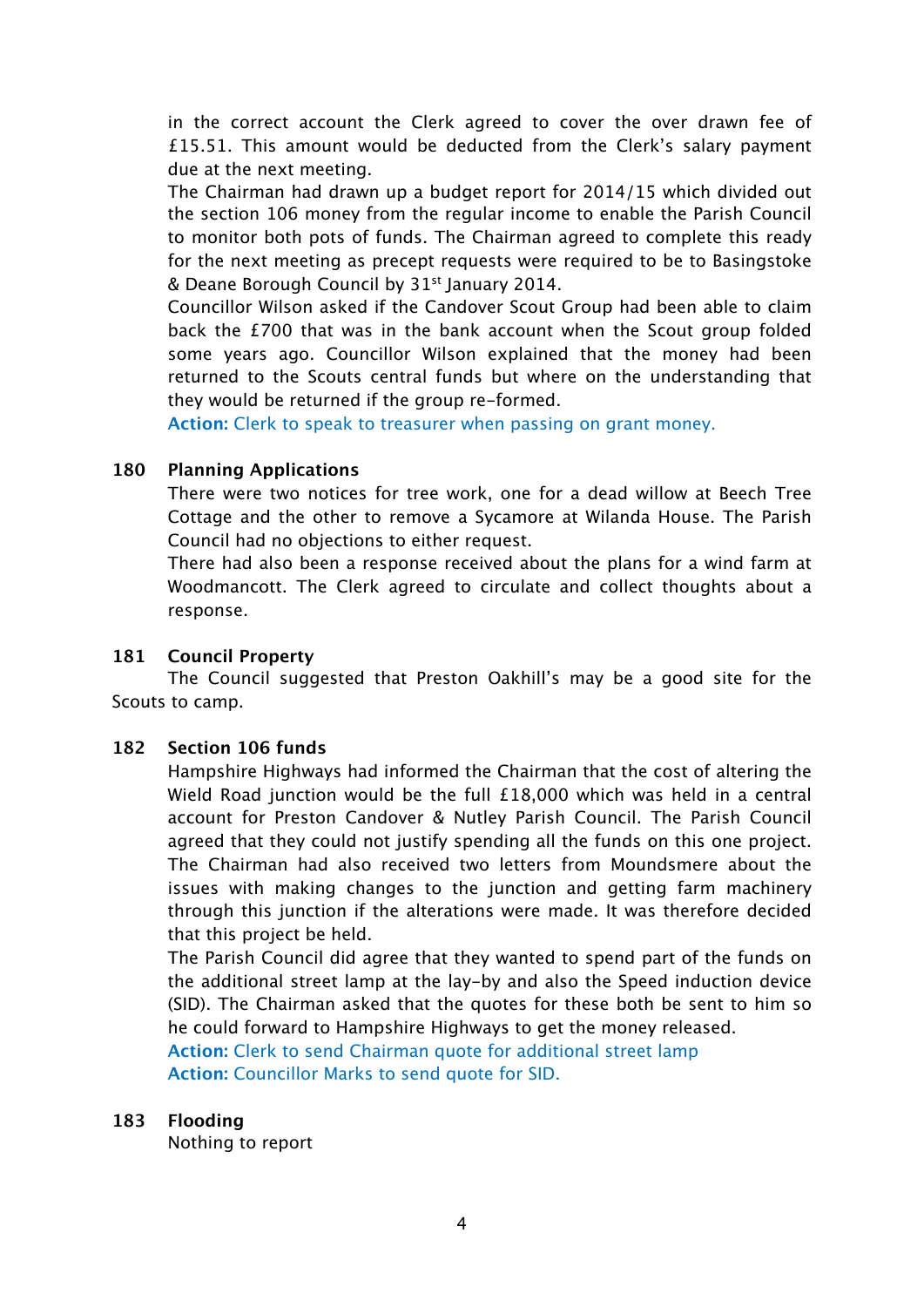in the correct account the Clerk agreed to cover the over drawn fee of £15.51. This amount would be deducted from the Clerk's salary payment due at the next meeting.

The Chairman had drawn up a budget report for 2014/15 which divided out the section 106 money from the regular income to enable the Parish Council to monitor both pots of funds. The Chairman agreed to complete this ready for the next meeting as precept requests were required to be to Basingstoke & Deane Borough Council by 31st January 2014.

Councillor Wilson asked if the Candover Scout Group had been able to claim back the £700 that was in the bank account when the Scout group folded some years ago. Councillor Wilson explained that the money had been returned to the Scouts central funds but where on the understanding that they would be returned if the group re-formed.

**Action:** Clerk to speak to treasurer when passing on grant money.

**180 Planning Applications**

There were two notices for tree work, one for a dead willow at Beech Tree Cottage and the other to remove a Sycamore at Wilanda House. The Parish Council had no objections to either request.

There had also been a response received about the plans for a wind farm at Woodmancott. The Clerk agreed to circulate and collect thoughts about a response.

**181 Council Property**

The Council suggested that Preston Oakhill's may be a good site for the Scouts to camp.

**182 Section 106 funds**

Hampshire Highways had informed the Chairman that the cost of altering the Wield Road junction would be the full £18,000 which was held in a central account for Preston Candover & Nutley Parish Council. The Parish Council agreed that they could not justify spending all the funds on this one project. The Chairman had also received two letters from Moundsmere about the issues with making changes to the junction and getting farm machinery through this junction if the alterations were made. It was therefore decided that this project be held.

The Parish Council did agree that they wanted to spend part of the funds on the additional street lamp at the lay-by and also the Speed induction device (SID). The Chairman asked that the quotes for these both be sent to him so he could forward to Hampshire Highways to get the money released.

**Action:** Clerk to send Chairman quote for additional street lamp
**Action:** Councillor Marks to send quote for SID.

**183 Flooding**

Nothing to report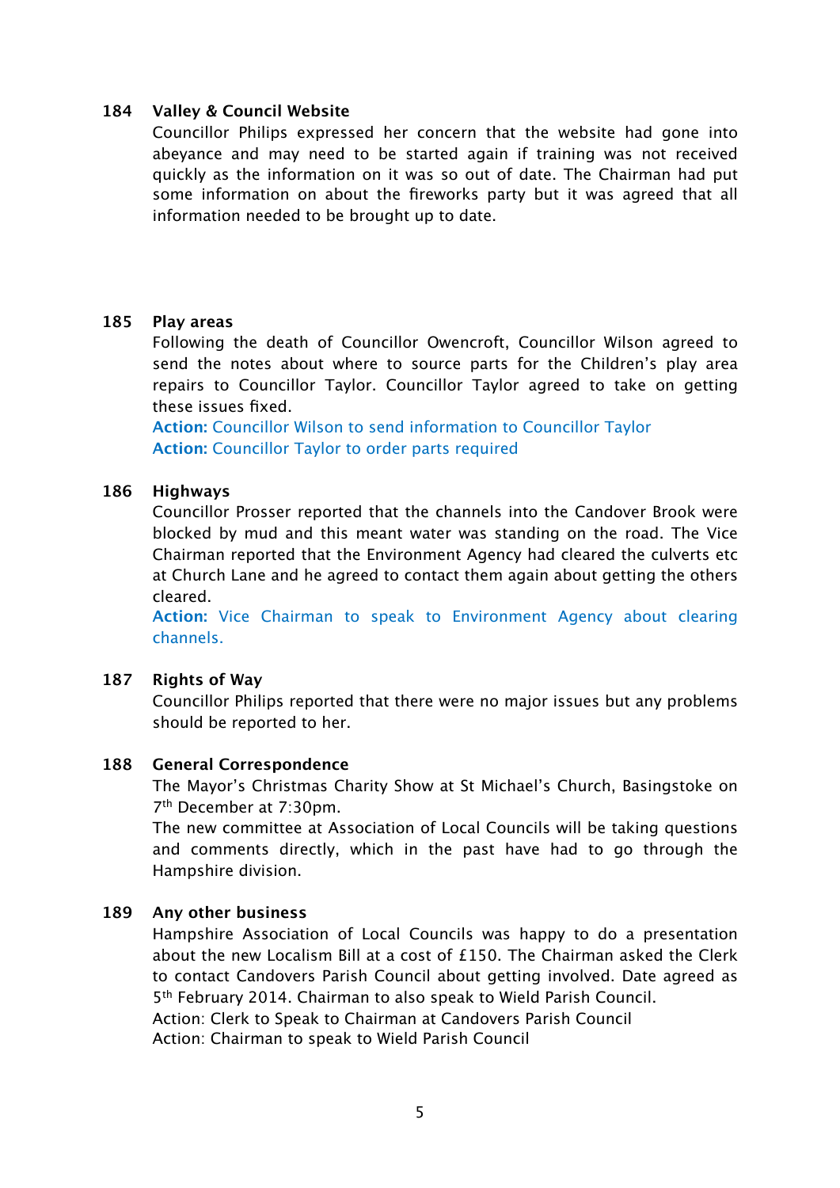**184 Valley & Council Website**

Councillor Philips expressed her concern that the website had gone into abeyance and may need to be started again if training was not received quickly as the information on it was so out of date. The Chairman had put some information on about the fireworks party but it was agreed that all information needed to be brought up to date.

**185 Play areas**

Following the death of Councillor Owencroft, Councillor Wilson agreed to send the notes about where to source parts for the Children's play area repairs to Councillor Taylor. Councillor Taylor agreed to take on getting these issues fixed.

**Action:** Councillor Wilson to send information to Councillor Taylor

**Action:** Councillor Taylor to order parts required

**186 Highways**

Councillor Prosser reported that the channels into the Candover Brook were blocked by mud and this meant water was standing on the road. The Vice Chairman reported that the Environment Agency had cleared the culverts etc at Church Lane and he agreed to contact them again about getting the others cleared.

**Action:** Vice Chairman to speak to Environment Agency about clearing channels.

**187 Rights of Way**

Councillor Philips reported that there were no major issues but any problems should be reported to her.

**188 General Correspondence**

The Mayor's Christmas Charity Show at St Michael's Church, Basingstoke on 7th December at 7:30pm.

The new committee at Association of Local Councils will be taking questions and comments directly, which in the past have had to go through the Hampshire division.

**189 Any other business**

Hampshire Association of Local Councils was happy to do a presentation about the new Localism Bill at a cost of £150. The Chairman asked the Clerk to contact Candovers Parish Council about getting involved. Date agreed as 5th February 2014. Chairman to also speak to Wield Parish Council.

Action: Clerk to Speak to Chairman at Candovers Parish Council

Action: Chairman to speak to Wield Parish Council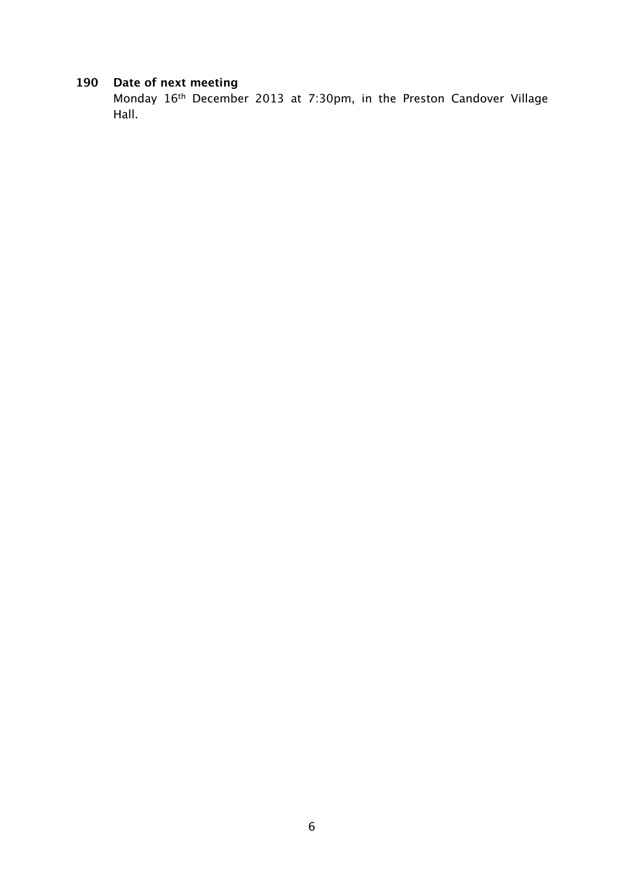**190 Date of next meeting**

Monday 16th December 2013 at 7:30pm, in the Preston Candover Village Hall.